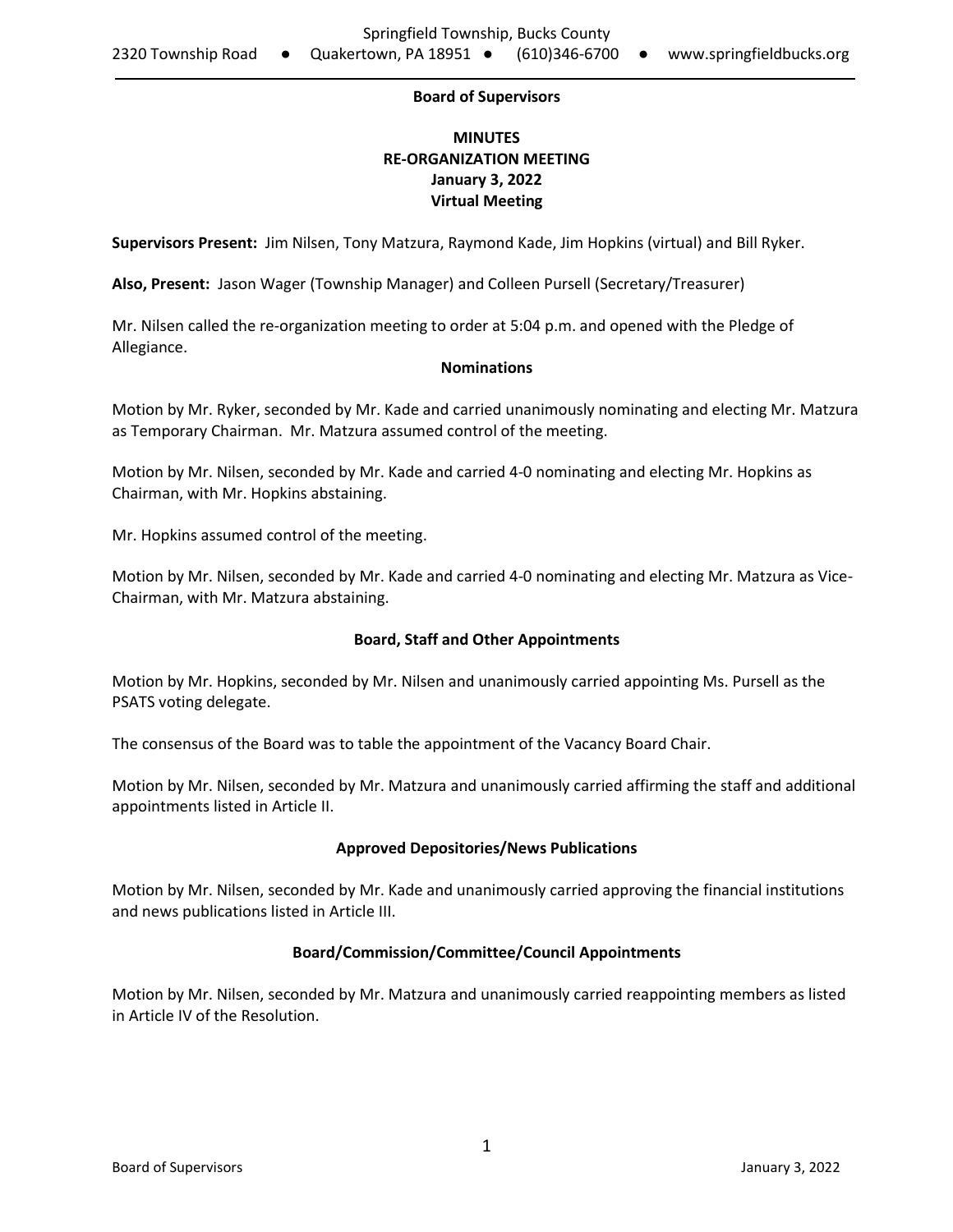Springfield Township, Bucks County

2320 Township Road ● Quakertown, PA 18951 ● (610)346-6700 ● www.springfieldbucks.org

**Board of Supervisors**

**MINUTES**
**RE-ORGANIZATION MEETING**
**January 3, 2022**
**Virtual Meeting**

**Supervisors Present:** Jim Nilsen, Tony Matzura, Raymond Kade, Jim Hopkins (virtual) and Bill Ryker.

**Also, Present:** Jason Wager (Township Manager) and Colleen Pursell (Secretary/Treasurer)

Mr. Nilsen called the re-organization meeting to order at 5:04 p.m. and opened with the Pledge of Allegiance.

**Nominations**

Motion by Mr. Ryker, seconded by Mr. Kade and carried unanimously nominating and electing Mr. Matzura as Temporary Chairman. Mr. Matzura assumed control of the meeting.

Motion by Mr. Nilsen, seconded by Mr. Kade and carried 4-0 nominating and electing Mr. Hopkins as Chairman, with Mr. Hopkins abstaining.

Mr. Hopkins assumed control of the meeting.

Motion by Mr. Nilsen, seconded by Mr. Kade and carried 4-0 nominating and electing Mr. Matzura as Vice-Chairman, with Mr. Matzura abstaining.

**Board, Staff and Other Appointments**

Motion by Mr. Hopkins, seconded by Mr. Nilsen and unanimously carried appointing Ms. Pursell as the PSATS voting delegate.

The consensus of the Board was to table the appointment of the Vacancy Board Chair.

Motion by Mr. Nilsen, seconded by Mr. Matzura and unanimously carried affirming the staff and additional appointments listed in Article II.

**Approved Depositories/News Publications**

Motion by Mr. Nilsen, seconded by Mr. Kade and unanimously carried approving the financial institutions and news publications listed in Article III.

**Board/Commission/Committee/Council Appointments**

Motion by Mr. Nilsen, seconded by Mr. Matzura and unanimously carried reappointing members as listed in Article IV of the Resolution.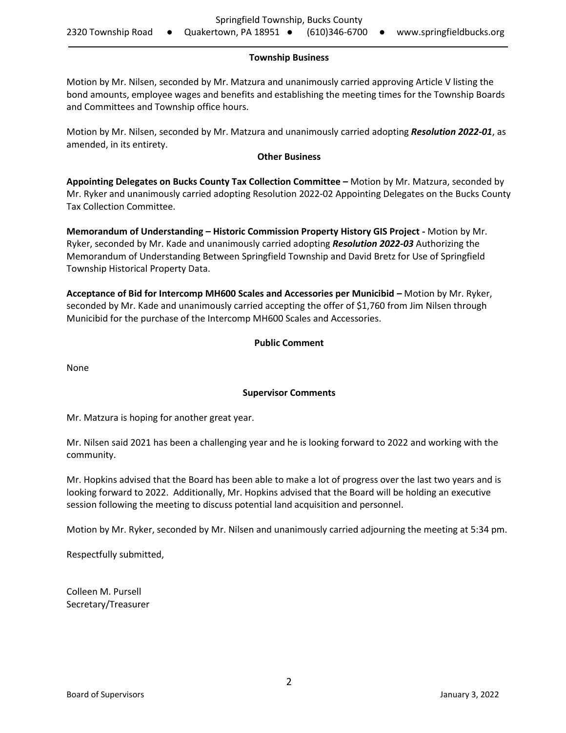**Township Business**

Motion by Mr. Nilsen, seconded by Mr. Matzura and unanimously carried approving Article V listing the bond amounts, employee wages and benefits and establishing the meeting times for the Township Boards and Committees and Township office hours.

Motion by Mr. Nilsen, seconded by Mr. Matzura and unanimously carried adopting ***Resolution 2022-01***, as amended, in its entirety.

**Other Business**

**Appointing Delegates on Bucks County Tax Collection Committee –** Motion by Mr. Matzura, seconded by Mr. Ryker and unanimously carried adopting Resolution 2022-02 Appointing Delegates on the Bucks County Tax Collection Committee.

**Memorandum of Understanding – Historic Commission Property History GIS Project -** Motion by Mr. Ryker, seconded by Mr. Kade and unanimously carried adopting ***Resolution 2022-03*** Authorizing the Memorandum of Understanding Between Springfield Township and David Bretz for Use of Springfield Township Historical Property Data.

**Acceptance of Bid for Intercomp MH600 Scales and Accessories per Municibid –** Motion by Mr. Ryker, seconded by Mr. Kade and unanimously carried accepting the offer of $1,760 from Jim Nilsen through Municibid for the purchase of the Intercomp MH600 Scales and Accessories.

**Public Comment**

None

**Supervisor Comments**

Mr. Matzura is hoping for another great year.

Mr. Nilsen said 2021 has been a challenging year and he is looking forward to 2022 and working with the community.

Mr. Hopkins advised that the Board has been able to make a lot of progress over the last two years and is looking forward to 2022. Additionally, Mr. Hopkins advised that the Board will be holding an executive session following the meeting to discuss potential land acquisition and personnel.

Motion by Mr. Ryker, seconded by Mr. Nilsen and unanimously carried adjourning the meeting at 5:34 pm.

Respectfully submitted,

Colleen M. Pursell
Secretary/Treasurer